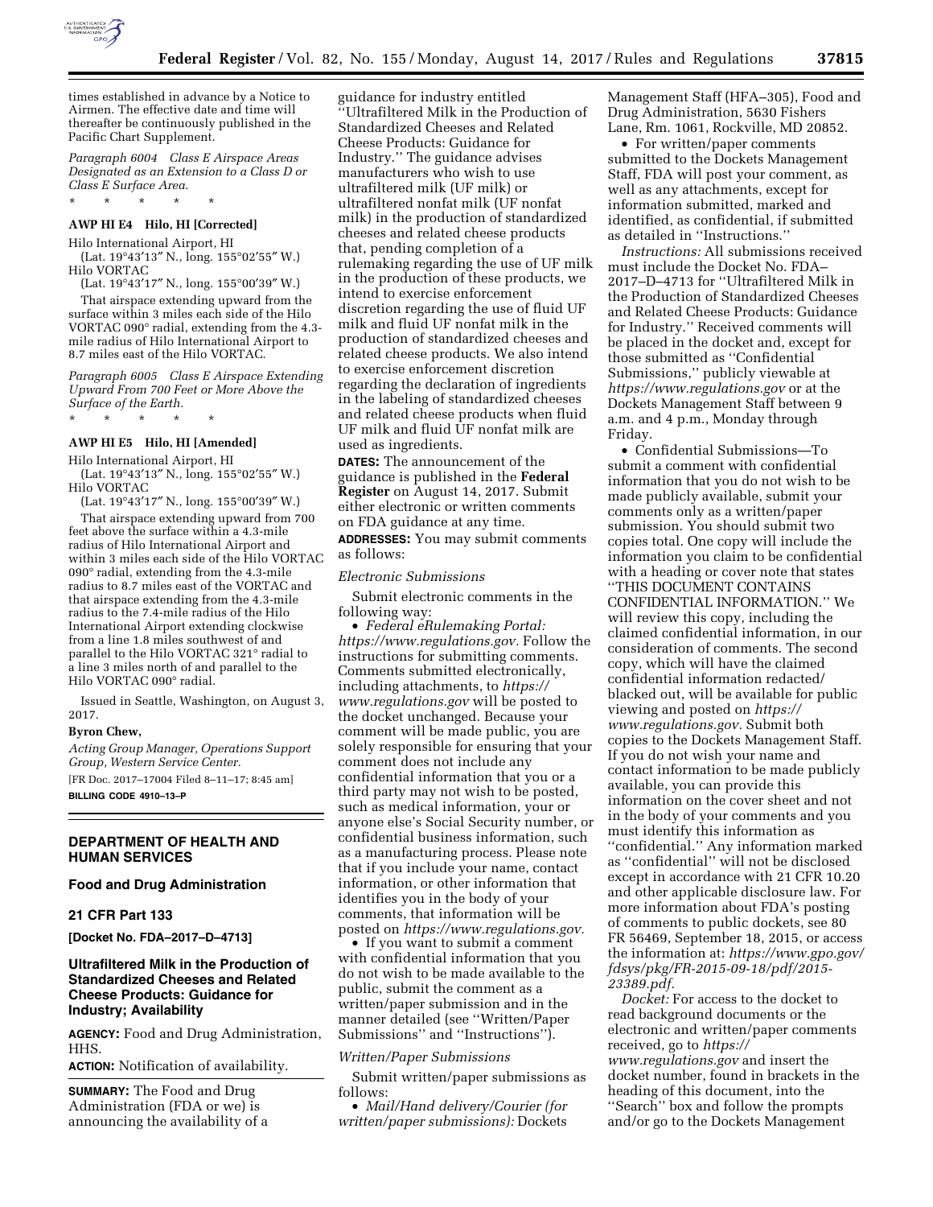times established in advance by a Notice to Airmen. The effective date and time will thereafter be continuously published in the Pacific Chart Supplement.

*Paragraph 6004 Class E Airspace Areas Designated as an Extension to a Class D or Class E Surface Area.*

\* \* \* \* \*

**AWP HI E4 Hilo, HI [Corrected]**

Hilo International Airport, HI
(Lat. 19°43′13″ N., long. 155°02′55″ W.)
Hilo VORTAC
(Lat. 19°43′17″ N., long. 155°00′39″ W.)

That airspace extending upward from the surface within 3 miles each side of the Hilo VORTAC 090° radial, extending from the 4.3-mile radius of Hilo International Airport to 8.7 miles east of the Hilo VORTAC.

*Paragraph 6005 Class E Airspace Extending Upward From 700 Feet or More Above the Surface of the Earth.*

\* \* \* \* \*

**AWP HI E5 Hilo, HI [Amended]**

Hilo International Airport, HI
(Lat. 19°43′13″ N., long. 155°02′55″ W.)
Hilo VORTAC
(Lat. 19°43′17″ N., long. 155°00′39″ W.)

That airspace extending upward from 700 feet above the surface within a 4.3-mile radius of Hilo International Airport and within 3 miles each side of the Hilo VORTAC 090° radial, extending from the 4.3-mile radius to 8.7 miles east of the VORTAC and that airspace extending from the 4.3-mile radius to the 7.4-mile radius of the Hilo International Airport extending clockwise from a line 1.8 miles southwest of and parallel to the Hilo VORTAC 321° radial to a line 3 miles north of and parallel to the Hilo VORTAC 090° radial.

Issued in Seattle, Washington, on August 3, 2017.

**Byron Chew,**

*Acting Group Manager, Operations Support Group, Western Service Center.*

[FR Doc. 2017–17004 Filed 8–11–17; 8:45 am]

**BILLING CODE 4910–13–P**

## DEPARTMENT OF HEALTH AND HUMAN SERVICES

### Food and Drug Administration

### 21 CFR Part 133

**[Docket No. FDA–2017–D–4713]**

## Ultrafiltered Milk in the Production of Standardized Cheeses and Related Cheese Products: Guidance for Industry; Availability

**AGENCY:** Food and Drug Administration, HHS.

**ACTION:** Notification of availability.

**SUMMARY:** The Food and Drug Administration (FDA or we) is announcing the availability of a guidance for industry entitled ''Ultrafiltered Milk in the Production of Standardized Cheeses and Related Cheese Products: Guidance for Industry.'' The guidance advises manufacturers who wish to use ultrafiltered milk (UF milk) or ultrafiltered nonfat milk (UF nonfat milk) in the production of standardized cheeses and related cheese products that, pending completion of a rulemaking regarding the use of UF milk in the production of these products, we intend to exercise enforcement discretion regarding the use of fluid UF milk and fluid UF nonfat milk in the production of standardized cheeses and related cheese products. We also intend to exercise enforcement discretion regarding the declaration of ingredients in the labeling of standardized cheeses and related cheese products when fluid UF milk and fluid UF nonfat milk are used as ingredients.

**DATES:** The announcement of the guidance is published in the **Federal Register** on August 14, 2017. Submit either electronic or written comments on FDA guidance at any time.

**ADDRESSES:** You may submit comments as follows:

*Electronic Submissions*

Submit electronic comments in the following way:

- *Federal eRulemaking Portal: https://www.regulations.gov.* Follow the instructions for submitting comments. Comments submitted electronically, including attachments, to *https://www.regulations.gov* will be posted to the docket unchanged. Because your comment will be made public, you are solely responsible for ensuring that your comment does not include any confidential information that you or a third party may not wish to be posted, such as medical information, your or anyone else's Social Security number, or confidential business information, such as a manufacturing process. Please note that if you include your name, contact information, or other information that identifies you in the body of your comments, that information will be posted on *https://www.regulations.gov.*
- If you want to submit a comment with confidential information that you do not wish to be made available to the public, submit the comment as a written/paper submission and in the manner detailed (see ''Written/Paper Submissions'' and ''Instructions'').

*Written/Paper Submissions*

Submit written/paper submissions as follows:

- *Mail/Hand delivery/Courier (for written/paper submissions):* Dockets Management Staff (HFA–305), Food and Drug Administration, 5630 Fishers Lane, Rm. 1061, Rockville, MD 20852.
- For written/paper comments submitted to the Dockets Management Staff, FDA will post your comment, as well as any attachments, except for information submitted, marked and identified, as confidential, if submitted as detailed in ''Instructions.''

*Instructions:* All submissions received must include the Docket No. FDA–2017–D–4713 for ''Ultrafiltered Milk in the Production of Standardized Cheeses and Related Cheese Products: Guidance for Industry.'' Received comments will be placed in the docket and, except for those submitted as ''Confidential Submissions,'' publicly viewable at *https://www.regulations.gov* or at the Dockets Management Staff between 9 a.m. and 4 p.m., Monday through Friday.

- Confidential Submissions—To submit a comment with confidential information that you do not wish to be made publicly available, submit your comments only as a written/paper submission. You should submit two copies total. One copy will include the information you claim to be confidential with a heading or cover note that states ''THIS DOCUMENT CONTAINS CONFIDENTIAL INFORMATION.'' We will review this copy, including the claimed confidential information, in our consideration of comments. The second copy, which will have the claimed confidential information redacted/blacked out, will be available for public viewing and posted on *https://www.regulations.gov.* Submit both copies to the Dockets Management Staff. If you do not wish your name and contact information to be made publicly available, you can provide this information on the cover sheet and not in the body of your comments and you must identify this information as ''confidential.'' Any information marked as ''confidential'' will not be disclosed except in accordance with 21 CFR 10.20 and other applicable disclosure law. For more information about FDA's posting of comments to public dockets, see 80 FR 56469, September 18, 2015, or access the information at: *https://www.gpo.gov/fdsys/pkg/FR-2015-09-18/pdf/2015-23389.pdf.*

*Docket:* For access to the docket to read background documents or the electronic and written/paper comments received, go to *https://www.regulations.gov* and insert the docket number, found in brackets in the heading of this document, into the ''Search'' box and follow the prompts and/or go to the Dockets Management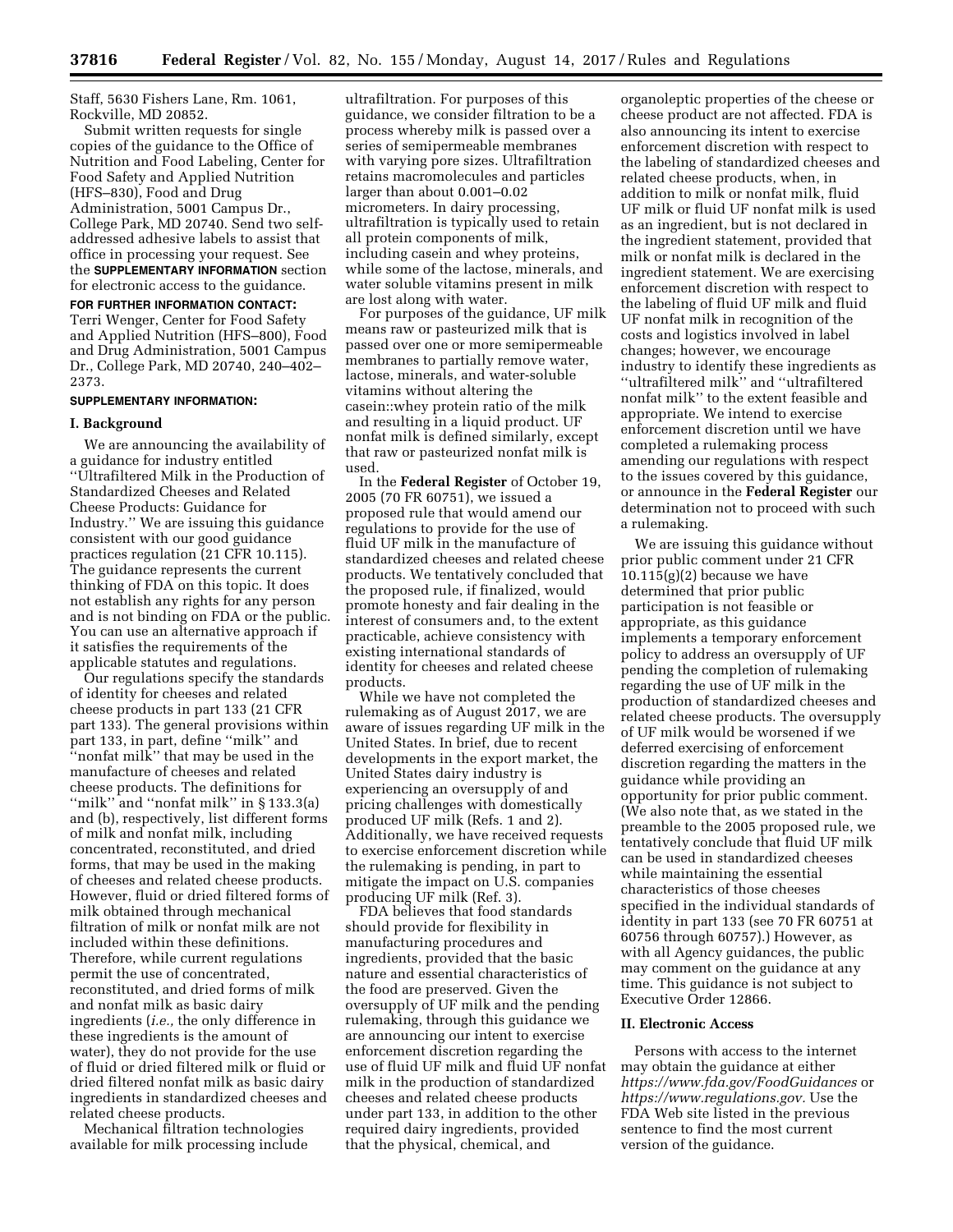Staff, 5630 Fishers Lane, Rm. 1061, Rockville, MD 20852.

Submit written requests for single copies of the guidance to the Office of Nutrition and Food Labeling, Center for Food Safety and Applied Nutrition (HFS–830), Food and Drug Administration, 5001 Campus Dr., College Park, MD 20740. Send two self-addressed adhesive labels to assist that office in processing your request. See the **SUPPLEMENTARY INFORMATION** section for electronic access to the guidance.

**FOR FURTHER INFORMATION CONTACT:** Terri Wenger, Center for Food Safety and Applied Nutrition (HFS–800), Food and Drug Administration, 5001 Campus Dr., College Park, MD 20740, 240–402–2373.

**SUPPLEMENTARY INFORMATION:**

## I. Background

We are announcing the availability of a guidance for industry entitled ''Ultrafiltered Milk in the Production of Standardized Cheeses and Related Cheese Products: Guidance for Industry.'' We are issuing this guidance consistent with our good guidance practices regulation (21 CFR 10.115). The guidance represents the current thinking of FDA on this topic. It does not establish any rights for any person and is not binding on FDA or the public. You can use an alternative approach if it satisfies the requirements of the applicable statutes and regulations.

Our regulations specify the standards of identity for cheeses and related cheese products in part 133 (21 CFR part 133). The general provisions within part 133, in part, define ''milk'' and ''nonfat milk'' that may be used in the manufacture of cheeses and related cheese products. The definitions for ''milk'' and ''nonfat milk'' in § 133.3(a) and (b), respectively, list different forms of milk and nonfat milk, including concentrated, reconstituted, and dried forms, that may be used in the making of cheeses and related cheese products. However, fluid or dried filtered forms of milk obtained through mechanical filtration of milk or nonfat milk are not included within these definitions. Therefore, while current regulations permit the use of concentrated, reconstituted, and dried forms of milk and nonfat milk as basic dairy ingredients (*i.e.,* the only difference in these ingredients is the amount of water), they do not provide for the use of fluid or dried filtered milk or fluid or dried filtered nonfat milk as basic dairy ingredients in standardized cheeses and related cheese products.

Mechanical filtration technologies available for milk processing include ultrafiltration. For purposes of this guidance, we consider filtration to be a process whereby milk is passed over a series of semipermeable membranes with varying pore sizes. Ultrafiltration retains macromolecules and particles larger than about 0.001–0.02 micrometers. In dairy processing, ultrafiltration is typically used to retain all protein components of milk, including casein and whey proteins, while some of the lactose, minerals, and water soluble vitamins present in milk are lost along with water.

For purposes of the guidance, UF milk means raw or pasteurized milk that is passed over one or more semipermeable membranes to partially remove water, lactose, minerals, and water-soluble vitamins without altering the casein::whey protein ratio of the milk and resulting in a liquid product. UF nonfat milk is defined similarly, except that raw or pasteurized nonfat milk is used.

In the **Federal Register** of October 19, 2005 (70 FR 60751), we issued a proposed rule that would amend our regulations to provide for the use of fluid UF milk in the manufacture of standardized cheeses and related cheese products. We tentatively concluded that the proposed rule, if finalized, would promote honesty and fair dealing in the interest of consumers and, to the extent practicable, achieve consistency with existing international standards of identity for cheeses and related cheese products.

While we have not completed the rulemaking as of August 2017, we are aware of issues regarding UF milk in the United States. In brief, due to recent developments in the export market, the United States dairy industry is experiencing an oversupply of and pricing challenges with domestically produced UF milk (Refs. 1 and 2). Additionally, we have received requests to exercise enforcement discretion while the rulemaking is pending, in part to mitigate the impact on U.S. companies producing UF milk (Ref. 3).

FDA believes that food standards should provide for flexibility in manufacturing procedures and ingredients, provided that the basic nature and essential characteristics of the food are preserved. Given the oversupply of UF milk and the pending rulemaking, through this guidance we are announcing our intent to exercise enforcement discretion regarding the use of fluid UF milk and fluid UF nonfat milk in the production of standardized cheeses and related cheese products under part 133, in addition to the other required dairy ingredients, provided that the physical, chemical, and organoleptic properties of the cheese or cheese product are not affected. FDA is also announcing its intent to exercise enforcement discretion with respect to the labeling of standardized cheeses and related cheese products, when, in addition to milk or nonfat milk, fluid UF milk or fluid UF nonfat milk is used as an ingredient, but is not declared in the ingredient statement, provided that milk or nonfat milk is declared in the ingredient statement. We are exercising enforcement discretion with respect to the labeling of fluid UF milk and fluid UF nonfat milk in recognition of the costs and logistics involved in label changes; however, we encourage industry to identify these ingredients as ''ultrafiltered milk'' and ''ultrafiltered nonfat milk'' to the extent feasible and appropriate. We intend to exercise enforcement discretion until we have completed a rulemaking process amending our regulations with respect to the issues covered by this guidance, or announce in the **Federal Register** our determination not to proceed with such a rulemaking.

We are issuing this guidance without prior public comment under 21 CFR 10.115(g)(2) because we have determined that prior public participation is not feasible or appropriate, as this guidance implements a temporary enforcement policy to address an oversupply of UF pending the completion of rulemaking regarding the use of UF milk in the production of standardized cheeses and related cheese products. The oversupply of UF milk would be worsened if we deferred exercising of enforcement discretion regarding the matters in the guidance while providing an opportunity for prior public comment. (We also note that, as we stated in the preamble to the 2005 proposed rule, we tentatively conclude that fluid UF milk can be used in standardized cheeses while maintaining the essential characteristics of those cheeses specified in the individual standards of identity in part 133 (see 70 FR 60751 at 60756 through 60757).) However, as with all Agency guidances, the public may comment on the guidance at any time. This guidance is not subject to Executive Order 12866.

## II. Electronic Access

Persons with access to the internet may obtain the guidance at either *https://www.fda.gov/FoodGuidances* or *https://www.regulations.gov.* Use the FDA Web site listed in the previous sentence to find the most current version of the guidance.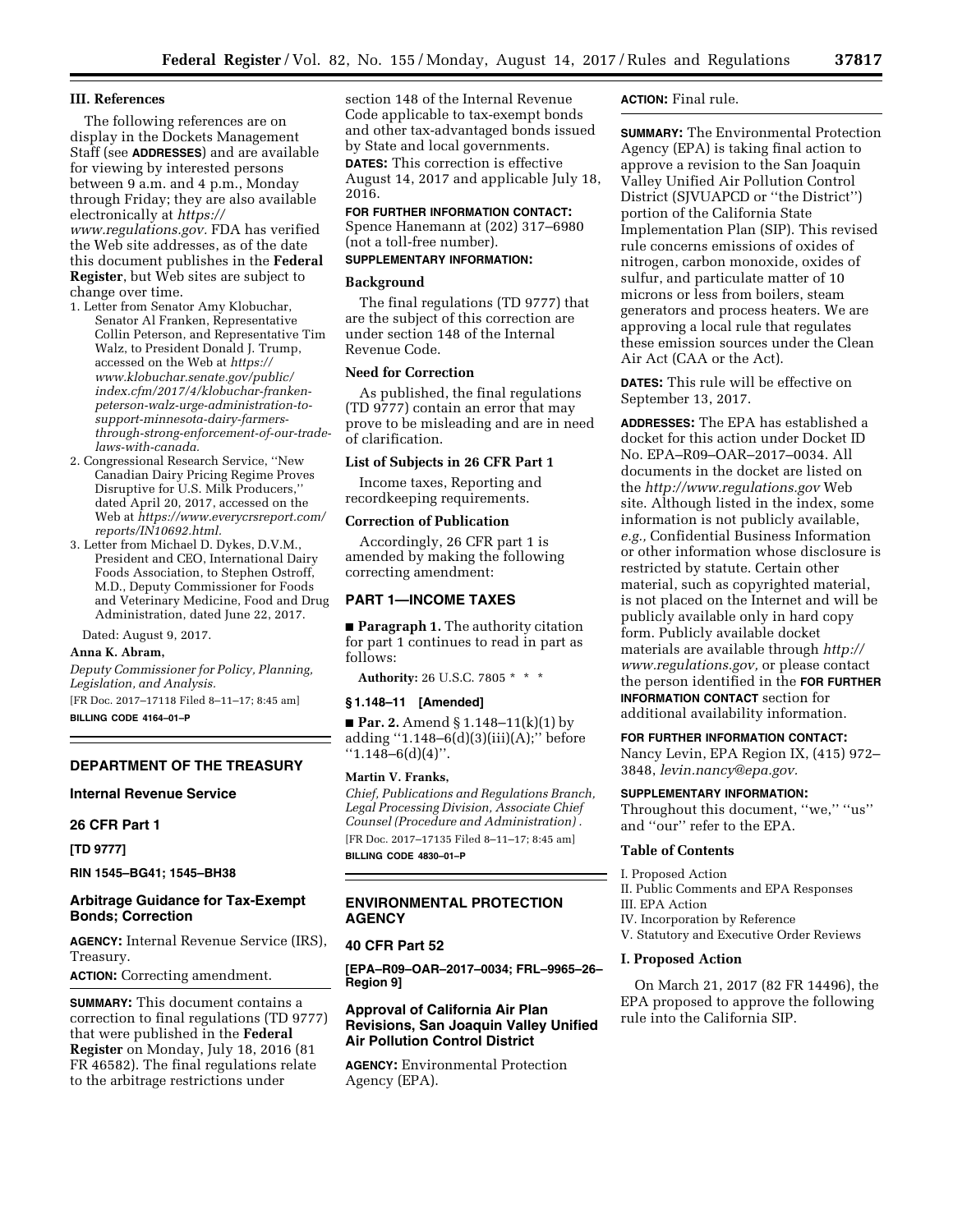### III. References

The following references are on display in the Dockets Management Staff (see **ADDRESSES**) and are available for viewing by interested persons between 9 a.m. and 4 p.m., Monday through Friday; they are also available electronically at *https://www.regulations.gov*. FDA has verified the Web site addresses, as of the date this document publishes in the **Federal Register**, but Web sites are subject to change over time.

1. Letter from Senator Amy Klobuchar, Senator Al Franken, Representative Collin Peterson, and Representative Tim Walz, to President Donald J. Trump, accessed on the Web at *https://www.klobuchar.senate.gov/public/index.cfm/2017/4/klobuchar-franken-peterson-walz-urge-administration-to-support-minnesota-dairy-farmers-through-strong-enforcement-of-our-trade-laws-with-canada.*
2. Congressional Research Service, ''New Canadian Dairy Pricing Regime Proves Disruptive for U.S. Milk Producers,'' dated April 20, 2017, accessed on the Web at *https://www.everycrsreport.com/reports/IN10692.html.*
3. Letter from Michael D. Dykes, D.V.M., President and CEO, International Dairy Foods Association, to Stephen Ostroff, M.D., Deputy Commissioner for Foods and Veterinary Medicine, Food and Drug Administration, dated June 22, 2017.

Dated: August 9, 2017.

**Anna K. Abram,**

*Deputy Commissioner for Policy, Planning, Legislation, and Analysis.*

[FR Doc. 2017–17118 Filed 8–11–17; 8:45 am]

**BILLING CODE 4164–01–P**

## DEPARTMENT OF THE TREASURY

### Internal Revenue Service

### 26 CFR Part 1

**[TD 9777]**

**RIN 1545–BG41; 1545–BH38**

### Arbitrage Guidance for Tax-Exempt Bonds; Correction

**AGENCY:** Internal Revenue Service (IRS), Treasury.

**ACTION:** Correcting amendment.

**SUMMARY:** This document contains a correction to final regulations (TD 9777) that were published in the **Federal Register** on Monday, July 18, 2016 (81 FR 46582). The final regulations relate to the arbitrage restrictions under section 148 of the Internal Revenue Code applicable to tax-exempt bonds and other tax-advantaged bonds issued by State and local governments.

**DATES:** This correction is effective August 14, 2017 and applicable July 18, 2016.

**FOR FURTHER INFORMATION CONTACT:** Spence Hanemann at (202) 317–6980 (not a toll-free number).

**SUPPLEMENTARY INFORMATION:**

#### Background

The final regulations (TD 9777) that are the subject of this correction are under section 148 of the Internal Revenue Code.

#### Need for Correction

As published, the final regulations (TD 9777) contain an error that may prove to be misleading and are in need of clarification.

#### List of Subjects in 26 CFR Part 1

Income taxes, Reporting and recordkeeping requirements.

#### Correction of Publication

Accordingly, 26 CFR part 1 is amended by making the following correcting amendment:

### PART 1—INCOME TAXES

■ **Paragraph 1.** The authority citation for part 1 continues to read in part as follows:

**Authority:** 26 U.S.C. 7805 * * *

#### § 1.148–11 [Amended]

■ **Par. 2.** Amend § 1.148–11(k)(1) by adding ''1.148–6(d)(3)(iii)(A);'' before ''1.148–6(d)(4)''.

**Martin V. Franks,**

*Chief, Publications and Regulations Branch, Legal Processing Division, Associate Chief Counsel (Procedure and Administration).*

[FR Doc. 2017–17135 Filed 8–11–17; 8:45 am]

**BILLING CODE 4830–01–P**

## ENVIRONMENTAL PROTECTION AGENCY

### 40 CFR Part 52

**[EPA–R09–OAR–2017–0034; FRL–9965–26–Region 9]**

### Approval of California Air Plan Revisions, San Joaquin Valley Unified Air Pollution Control District

**AGENCY:** Environmental Protection Agency (EPA).

**ACTION:** Final rule.

**SUMMARY:** The Environmental Protection Agency (EPA) is taking final action to approve a revision to the San Joaquin Valley Unified Air Pollution Control District (SJVUAPCD or ''the District'') portion of the California State Implementation Plan (SIP). This revised rule concerns emissions of oxides of nitrogen, carbon monoxide, oxides of sulfur, and particulate matter of 10 microns or less from boilers, steam generators and process heaters. We are approving a local rule that regulates these emission sources under the Clean Air Act (CAA or the Act).

**DATES:** This rule will be effective on September 13, 2017.

**ADDRESSES:** The EPA has established a docket for this action under Docket ID No. EPA–R09–OAR–2017–0034. All documents in the docket are listed on the *http://www.regulations.gov* Web site. Although listed in the index, some information is not publicly available, *e.g.,* Confidential Business Information or other information whose disclosure is restricted by statute. Certain other material, such as copyrighted material, is not placed on the Internet and will be publicly available only in hard copy form. Publicly available docket materials are available through *http://www.regulations.gov,* or please contact the person identified in the **FOR FURTHER INFORMATION CONTACT** section for additional availability information.

**FOR FURTHER INFORMATION CONTACT:** Nancy Levin, EPA Region IX, (415) 972–3848, *levin.nancy@epa.gov.*

**SUPPLEMENTARY INFORMATION:** Throughout this document, ''we,'' ''us'' and ''our'' refer to the EPA.

#### Table of Contents

I. Proposed Action
II. Public Comments and EPA Responses
III. EPA Action
IV. Incorporation by Reference
V. Statutory and Executive Order Reviews

#### I. Proposed Action

On March 21, 2017 (82 FR 14496), the EPA proposed to approve the following rule into the California SIP.